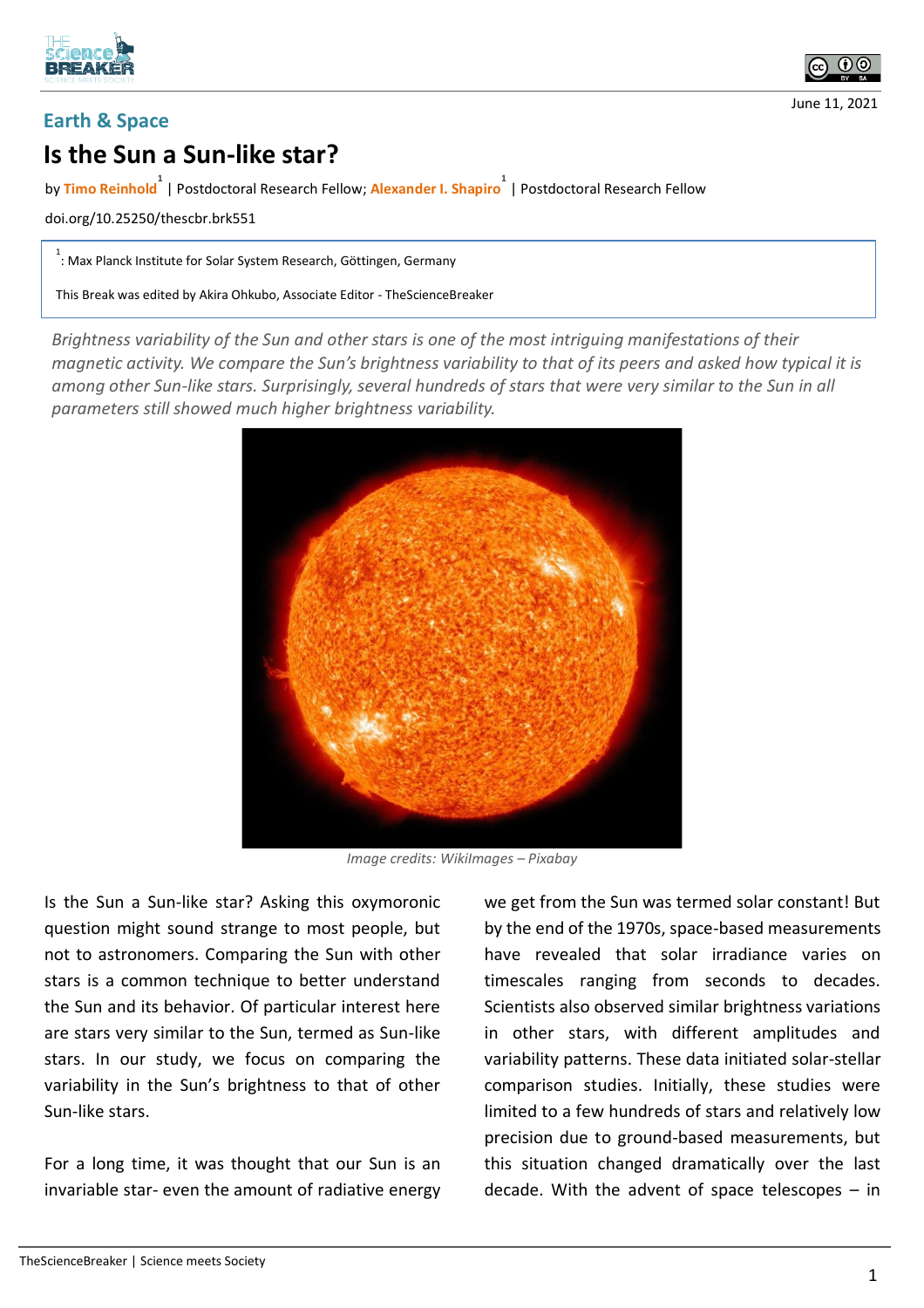Earth & Space

# Is the Sun a Sun-like star?

June 11, 2021

by **Timo Reinhold**[1] | Postdoctoral Research Fellow; **Alexander I. Shapiro**[1] | Postdoctoral Research Fellow

doi.org/10.25250/thescbr.brk551

[1]: Max Planck Institute for Solar System Research, Göttingen, Germany

This Break was edited by Akira Ohkubo, Associate Editor - TheScienceBreaker

*Brightness variability of the Sun and other stars is one of the most intriguing manifestations of their magnetic activity. We compare the Sun's brightness variability to that of its peers and asked how typical it is among other Sun-like stars. Surprisingly, several hundreds of stars that were very similar to the Sun in all parameters still showed much higher brightness variability.*

*Image credits: WikiImages – Pixabay*

Is the Sun a Sun-like star? Asking this oxymoronic question might sound strange to most people, but not to astronomers. Comparing the Sun with other stars is a common technique to better understand the Sun and its behavior. Of particular interest here are stars very similar to the Sun, termed as Sun-like stars. In our study, we focus on comparing the variability in the Sun's brightness to that of other Sun-like stars.

For a long time, it was thought that our Sun is an invariable star- even the amount of radiative energy we get from the Sun was termed solar constant! But by the end of the 1970s, space-based measurements have revealed that solar irradiance varies on timescales ranging from seconds to decades. Scientists also observed similar brightness variations in other stars, with different amplitudes and variability patterns. These data initiated solar-stellar comparison studies. Initially, these studies were limited to a few hundreds of stars and relatively low precision due to ground-based measurements, but this situation changed dramatically over the last decade. With the advent of space telescopes – in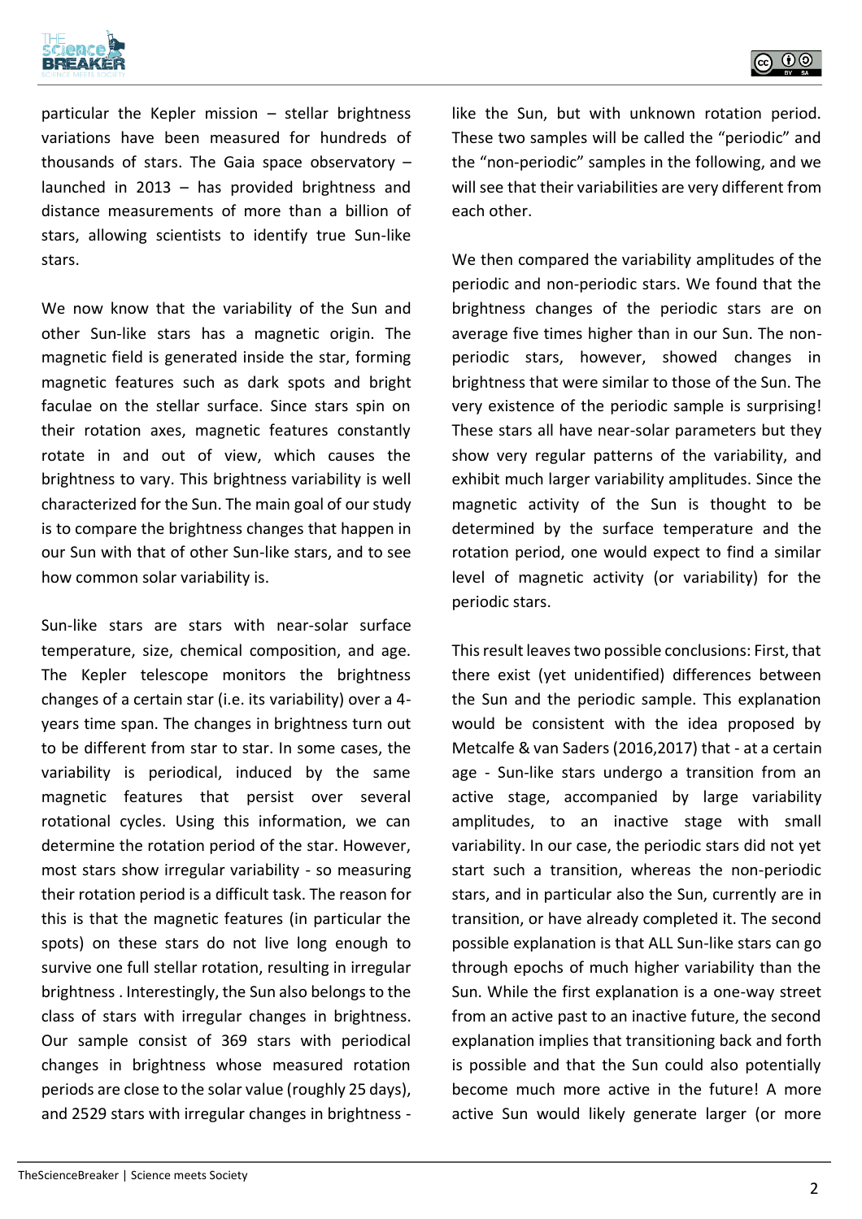particular the Kepler mission – stellar brightness variations have been measured for hundreds of thousands of stars. The Gaia space observatory – launched in 2013 – has provided brightness and distance measurements of more than a billion of stars, allowing scientists to identify true Sun-like stars.

We now know that the variability of the Sun and other Sun-like stars has a magnetic origin. The magnetic field is generated inside the star, forming magnetic features such as dark spots and bright faculae on the stellar surface. Since stars spin on their rotation axes, magnetic features constantly rotate in and out of view, which causes the brightness to vary. This brightness variability is well characterized for the Sun. The main goal of our study is to compare the brightness changes that happen in our Sun with that of other Sun-like stars, and to see how common solar variability is.

Sun-like stars are stars with near-solar surface temperature, size, chemical composition, and age. The Kepler telescope monitors the brightness changes of a certain star (i.e. its variability) over a 4-years time span. The changes in brightness turn out to be different from star to star. In some cases, the variability is periodical, induced by the same magnetic features that persist over several rotational cycles. Using this information, we can determine the rotation period of the star. However, most stars show irregular variability - so measuring their rotation period is a difficult task. The reason for this is that the magnetic features (in particular the spots) on these stars do not live long enough to survive one full stellar rotation, resulting in irregular brightness . Interestingly, the Sun also belongs to the class of stars with irregular changes in brightness. Our sample consist of 369 stars with periodical changes in brightness whose measured rotation periods are close to the solar value (roughly 25 days), and 2529 stars with irregular changes in brightness - like the Sun, but with unknown rotation period. These two samples will be called the "periodic" and the "non-periodic" samples in the following, and we will see that their variabilities are very different from each other.

We then compared the variability amplitudes of the periodic and non-periodic stars. We found that the brightness changes of the periodic stars are on average five times higher than in our Sun. The non-periodic stars, however, showed changes in brightness that were similar to those of the Sun. The very existence of the periodic sample is surprising! These stars all have near-solar parameters but they show very regular patterns of the variability, and exhibit much larger variability amplitudes. Since the magnetic activity of the Sun is thought to be determined by the surface temperature and the rotation period, one would expect to find a similar level of magnetic activity (or variability) for the periodic stars.

This result leaves two possible conclusions: First, that there exist (yet unidentified) differences between the Sun and the periodic sample. This explanation would be consistent with the idea proposed by Metcalfe & van Saders (2016,2017) that - at a certain age - Sun-like stars undergo a transition from an active stage, accompanied by large variability amplitudes, to an inactive stage with small variability. In our case, the periodic stars did not yet start such a transition, whereas the non-periodic stars, and in particular also the Sun, currently are in transition, or have already completed it. The second possible explanation is that ALL Sun-like stars can go through epochs of much higher variability than the Sun. While the first explanation is a one-way street from an active past to an inactive future, the second explanation implies that transitioning back and forth is possible and that the Sun could also potentially become much more active in the future! A more active Sun would likely generate larger (or more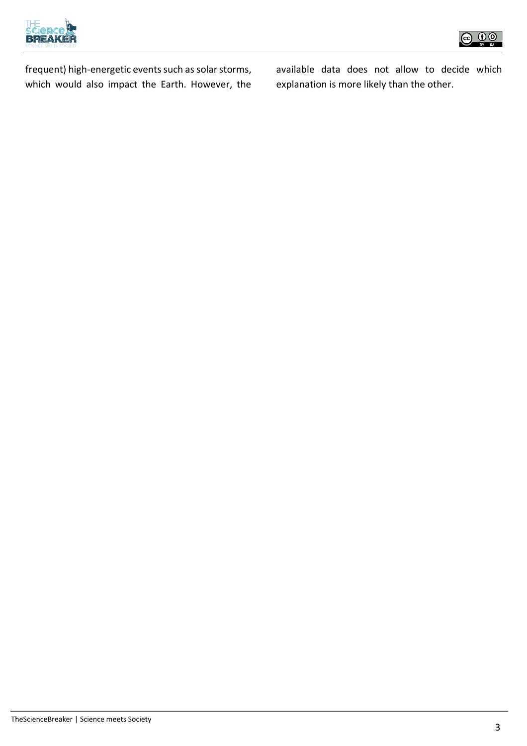frequent) high-energetic events such as solar storms, which would also impact the Earth. However, the available data does not allow to decide which explanation is more likely than the other.